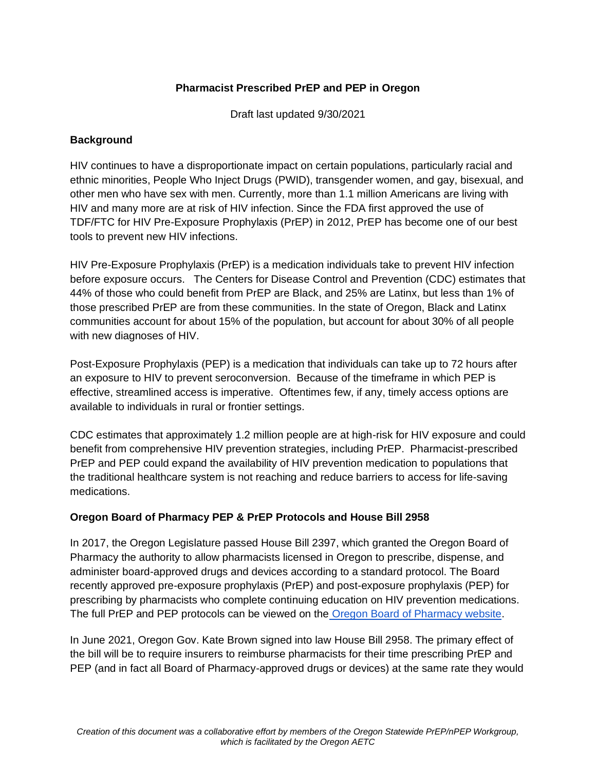# Pharmacist Prescribed PrEP and PEP in Oregon

Draft last updated 9/30/2021

## Background

HIV continues to have a disproportionate impact on certain populations, particularly racial and ethnic minorities, People Who Inject Drugs (PWID), transgender women, and gay, bisexual, and other men who have sex with men. Currently, more than 1.1 million Americans are living with HIV and many more are at risk of HIV infection. Since the FDA first approved the use of TDF/FTC for HIV Pre-Exposure Prophylaxis (PrEP) in 2012, PrEP has become one of our best tools to prevent new HIV infections.

HIV Pre-Exposure Prophylaxis (PrEP) is a medication individuals take to prevent HIV infection before exposure occurs. The Centers for Disease Control and Prevention (CDC) estimates that 44% of those who could benefit from PrEP are Black, and 25% are Latinx, but less than 1% of those prescribed PrEP are from these communities. In the state of Oregon, Black and Latinx communities account for about 15% of the population, but account for about 30% of all people with new diagnoses of HIV.

Post-Exposure Prophylaxis (PEP) is a medication that individuals can take up to 72 hours after an exposure to HIV to prevent seroconversion. Because of the timeframe in which PEP is effective, streamlined access is imperative. Oftentimes few, if any, timely access options are available to individuals in rural or frontier settings.

CDC estimates that approximately 1.2 million people are at high-risk for HIV exposure and could benefit from comprehensive HIV prevention strategies, including PrEP. Pharmacist-prescribed PrEP and PEP could expand the availability of HIV prevention medication to populations that the traditional healthcare system is not reaching and reduce barriers to access for life-saving medications.

## Oregon Board of Pharmacy PEP & PrEP Protocols and House Bill 2958

In 2017, the Oregon Legislature passed House Bill 2397, which granted the Oregon Board of Pharmacy the authority to allow pharmacists licensed in Oregon to prescribe, dispense, and administer board-approved drugs and devices according to a standard protocol. The Board recently approved pre-exposure prophylaxis (PrEP) and post-exposure prophylaxis (PEP) for prescribing by pharmacists who complete continuing education on HIV prevention medications. The full PrEP and PEP protocols can be viewed on the Oregon Board of Pharmacy website.

In June 2021, Oregon Gov. Kate Brown signed into law House Bill 2958. The primary effect of the bill will be to require insurers to reimburse pharmacists for their time prescribing PrEP and PEP (and in fact all Board of Pharmacy-approved drugs or devices) at the same rate they would

*Creation of this document was a collaborative effort by members of the Oregon Statewide PrEP/nPEP Workgroup, which is facilitated by the Oregon AETC*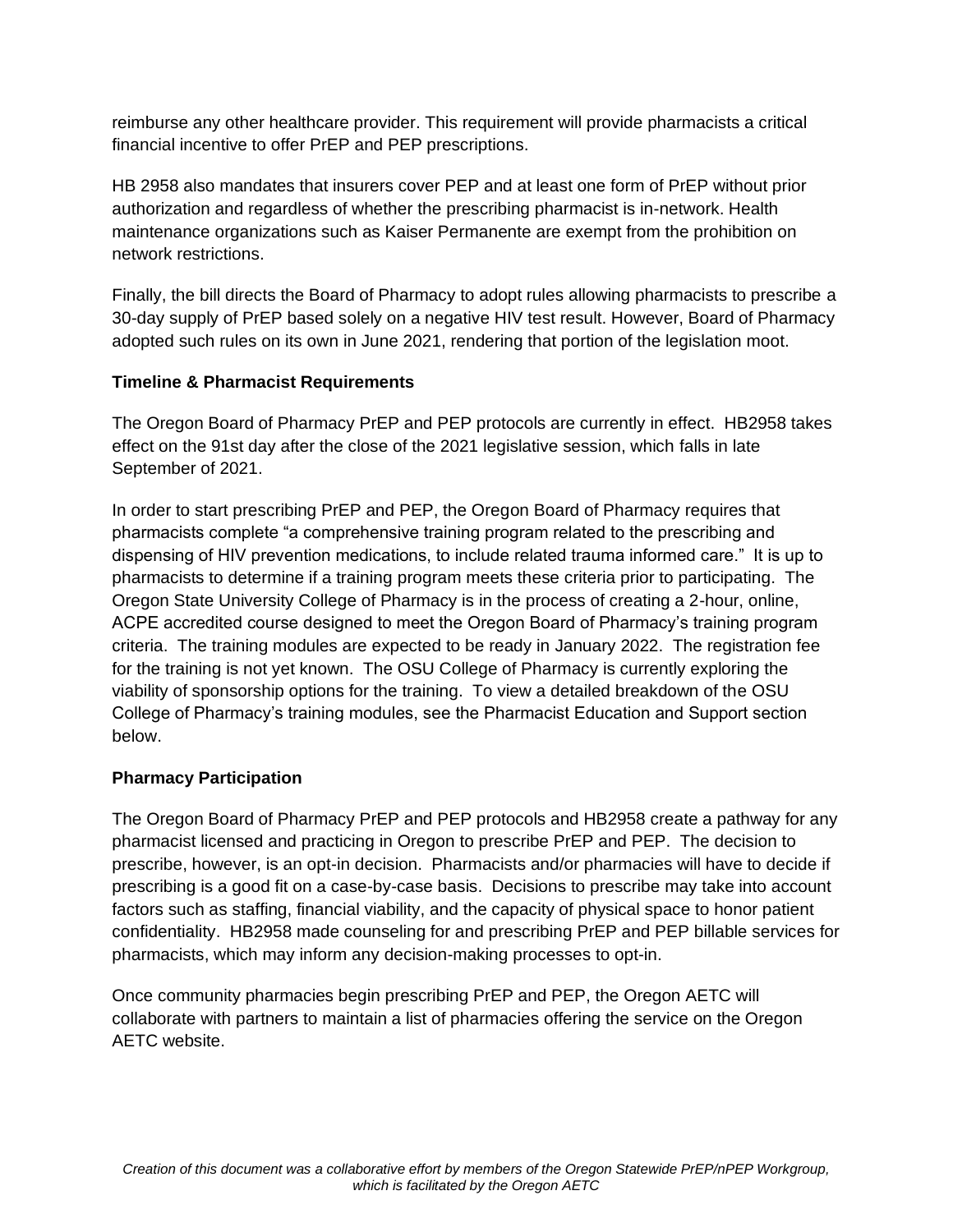reimburse any other healthcare provider. This requirement will provide pharmacists a critical financial incentive to offer PrEP and PEP prescriptions.

HB 2958 also mandates that insurers cover PEP and at least one form of PrEP without prior authorization and regardless of whether the prescribing pharmacist is in-network. Health maintenance organizations such as Kaiser Permanente are exempt from the prohibition on network restrictions.

Finally, the bill directs the Board of Pharmacy to adopt rules allowing pharmacists to prescribe a 30-day supply of PrEP based solely on a negative HIV test result. However, Board of Pharmacy adopted such rules on its own in June 2021, rendering that portion of the legislation moot.

**Timeline & Pharmacist Requirements**

The Oregon Board of Pharmacy PrEP and PEP protocols are currently in effect. HB2958 takes effect on the 91st day after the close of the 2021 legislative session, which falls in late September of 2021.

In order to start prescribing PrEP and PEP, the Oregon Board of Pharmacy requires that pharmacists complete "a comprehensive training program related to the prescribing and dispensing of HIV prevention medications, to include related trauma informed care." It is up to pharmacists to determine if a training program meets these criteria prior to participating. The Oregon State University College of Pharmacy is in the process of creating a 2-hour, online, ACPE accredited course designed to meet the Oregon Board of Pharmacy's training program criteria. The training modules are expected to be ready in January 2022. The registration fee for the training is not yet known. The OSU College of Pharmacy is currently exploring the viability of sponsorship options for the training. To view a detailed breakdown of the OSU College of Pharmacy's training modules, see the Pharmacist Education and Support section below.

**Pharmacy Participation**

The Oregon Board of Pharmacy PrEP and PEP protocols and HB2958 create a pathway for any pharmacist licensed and practicing in Oregon to prescribe PrEP and PEP. The decision to prescribe, however, is an opt-in decision. Pharmacists and/or pharmacies will have to decide if prescribing is a good fit on a case-by-case basis. Decisions to prescribe may take into account factors such as staffing, financial viability, and the capacity of physical space to honor patient confidentiality. HB2958 made counseling for and prescribing PrEP and PEP billable services for pharmacists, which may inform any decision-making processes to opt-in.

Once community pharmacies begin prescribing PrEP and PEP, the Oregon AETC will collaborate with partners to maintain a list of pharmacies offering the service on the Oregon AETC website.

*Creation of this document was a collaborative effort by members of the Oregon Statewide PrEP/nPEP Workgroup, which is facilitated by the Oregon AETC*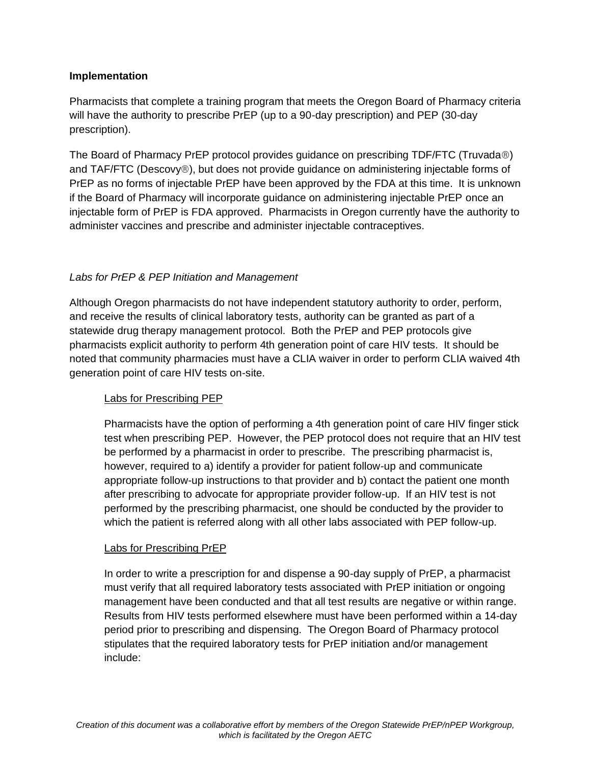**Implementation**

Pharmacists that complete a training program that meets the Oregon Board of Pharmacy criteria will have the authority to prescribe PrEP (up to a 90-day prescription) and PEP (30-day prescription).

The Board of Pharmacy PrEP protocol provides guidance on prescribing TDF/FTC (Truvada®) and TAF/FTC (Descovy®), but does not provide guidance on administering injectable forms of PrEP as no forms of injectable PrEP have been approved by the FDA at this time. It is unknown if the Board of Pharmacy will incorporate guidance on administering injectable PrEP once an injectable form of PrEP is FDA approved. Pharmacists in Oregon currently have the authority to administer vaccines and prescribe and administer injectable contraceptives.

*Labs for PrEP & PEP Initiation and Management*

Although Oregon pharmacists do not have independent statutory authority to order, perform, and receive the results of clinical laboratory tests, authority can be granted as part of a statewide drug therapy management protocol. Both the PrEP and PEP protocols give pharmacists explicit authority to perform 4th generation point of care HIV tests. It should be noted that community pharmacies must have a CLIA waiver in order to perform CLIA waived 4th generation point of care HIV tests on-site.

Labs for Prescribing PEP

Pharmacists have the option of performing a 4th generation point of care HIV finger stick test when prescribing PEP. However, the PEP protocol does not require that an HIV test be performed by a pharmacist in order to prescribe. The prescribing pharmacist is, however, required to a) identify a provider for patient follow-up and communicate appropriate follow-up instructions to that provider and b) contact the patient one month after prescribing to advocate for appropriate provider follow-up. If an HIV test is not performed by the prescribing pharmacist, one should be conducted by the provider to which the patient is referred along with all other labs associated with PEP follow-up.

Labs for Prescribing PrEP

In order to write a prescription for and dispense a 90-day supply of PrEP, a pharmacist must verify that all required laboratory tests associated with PrEP initiation or ongoing management have been conducted and that all test results are negative or within range. Results from HIV tests performed elsewhere must have been performed within a 14-day period prior to prescribing and dispensing. The Oregon Board of Pharmacy protocol stipulates that the required laboratory tests for PrEP initiation and/or management include: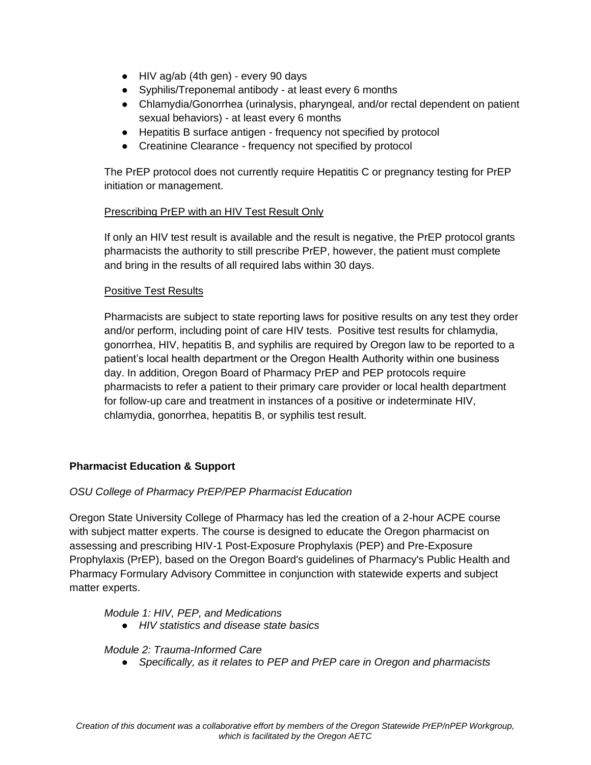- HIV ag/ab (4th gen) - every 90 days
- Syphilis/Treponemal antibody - at least every 6 months
- Chlamydia/Gonorrhea (urinalysis, pharyngeal, and/or rectal dependent on patient sexual behaviors) - at least every 6 months
- Hepatitis B surface antigen - frequency not specified by protocol
- Creatinine Clearance - frequency not specified by protocol

The PrEP protocol does not currently require Hepatitis C or pregnancy testing for PrEP initiation or management.

<u>Prescribing PrEP with an HIV Test Result Only</u>

If only an HIV test result is available and the result is negative, the PrEP protocol grants pharmacists the authority to still prescribe PrEP, however, the patient must complete and bring in the results of all required labs within 30 days.

<u>Positive Test Results</u>

Pharmacists are subject to state reporting laws for positive results on any test they order and/or perform, including point of care HIV tests. Positive test results for chlamydia, gonorrhea, HIV, hepatitis B, and syphilis are required by Oregon law to be reported to a patient's local health department or the Oregon Health Authority within one business day. In addition, Oregon Board of Pharmacy PrEP and PEP protocols require pharmacists to refer a patient to their primary care provider or local health department for follow-up care and treatment in instances of a positive or indeterminate HIV, chlamydia, gonorrhea, hepatitis B, or syphilis test result.

**Pharmacist Education & Support**

*OSU College of Pharmacy PrEP/PEP Pharmacist Education*

Oregon State University College of Pharmacy has led the creation of a 2-hour ACPE course with subject matter experts. The course is designed to educate the Oregon pharmacist on assessing and prescribing HIV-1 Post-Exposure Prophylaxis (PEP) and Pre-Exposure Prophylaxis (PrEP), based on the Oregon Board's guidelines of Pharmacy's Public Health and Pharmacy Formulary Advisory Committee in conjunction with statewide experts and subject matter experts.

*Module 1: HIV, PEP, and Medications*

- *HIV statistics and disease state basics*

*Module 2: Trauma-Informed Care*

- *Specifically, as it relates to PEP and PrEP care in Oregon and pharmacists*

*Creation of this document was a collaborative effort by members of the Oregon Statewide PrEP/nPEP Workgroup, which is facilitated by the Oregon AETC*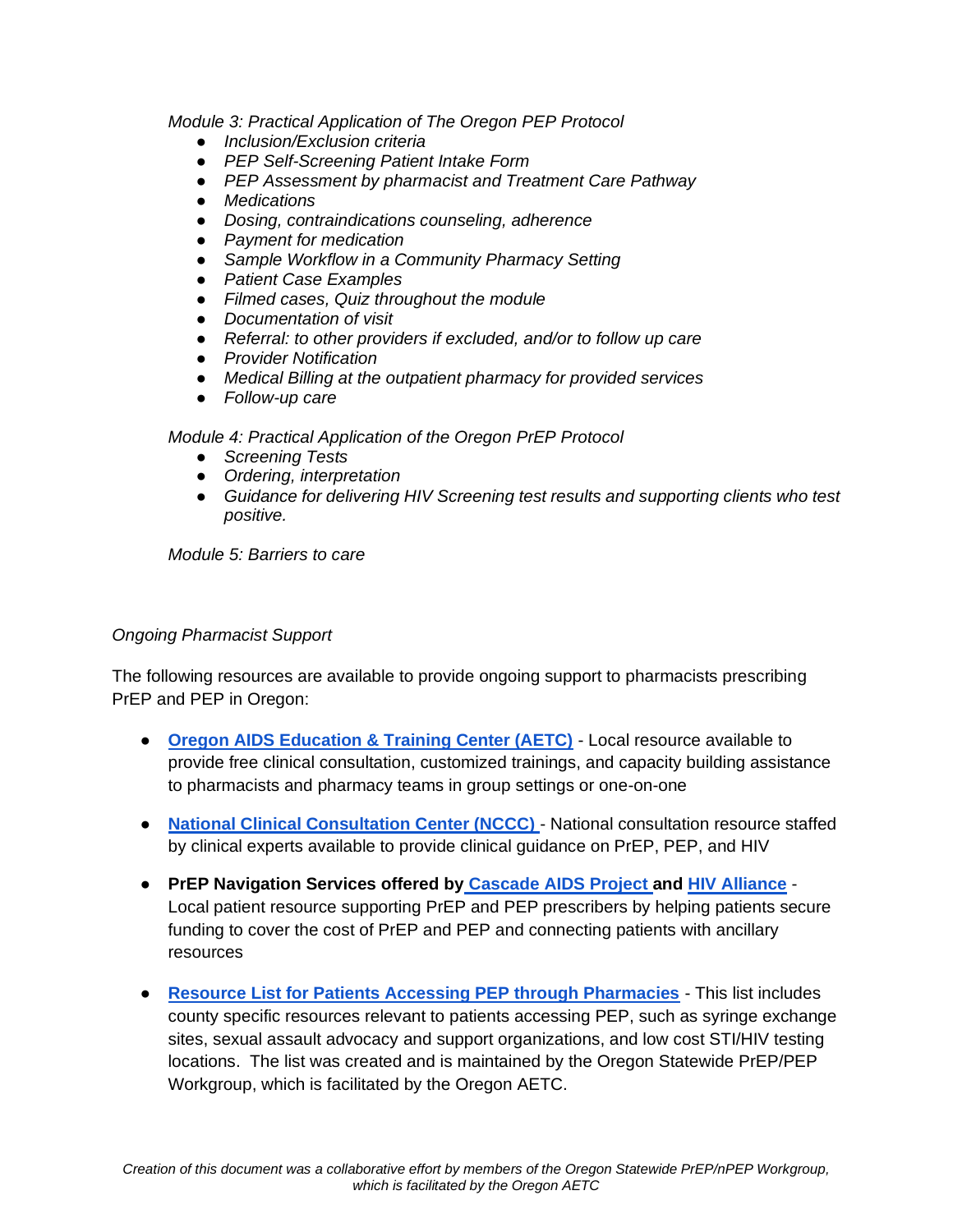*Module 3: Practical Application of The Oregon PEP Protocol*

- *Inclusion/Exclusion criteria*
- *PEP Self-Screening Patient Intake Form*
- *PEP Assessment by pharmacist and Treatment Care Pathway*
- *Medications*
- *Dosing, contraindications counseling, adherence*
- *Payment for medication*
- *Sample Workflow in a Community Pharmacy Setting*
- *Patient Case Examples*
- *Filmed cases, Quiz throughout the module*
- *Documentation of visit*
- *Referral: to other providers if excluded, and/or to follow up care*
- *Provider Notification*
- *Medical Billing at the outpatient pharmacy for provided services*
- *Follow-up care*

*Module 4: Practical Application of the Oregon PrEP Protocol*

- *Screening Tests*
- *Ordering, interpretation*
- *Guidance for delivering HIV Screening test results and supporting clients who test positive.*

*Module 5: Barriers to care*

*Ongoing Pharmacist Support*

The following resources are available to provide ongoing support to pharmacists prescribing PrEP and PEP in Oregon:

- **Oregon AIDS Education & Training Center (AETC)** - Local resource available to provide free clinical consultation, customized trainings, and capacity building assistance to pharmacists and pharmacy teams in group settings or one-on-one
- **National Clinical Consultation Center (NCCC)** - National consultation resource staffed by clinical experts available to provide clinical guidance on PrEP, PEP, and HIV
- **PrEP Navigation Services offered by Cascade AIDS Project and HIV Alliance** - Local patient resource supporting PrEP and PEP prescribers by helping patients secure funding to cover the cost of PrEP and PEP and connecting patients with ancillary resources
- **Resource List for Patients Accessing PEP through Pharmacies** - This list includes county specific resources relevant to patients accessing PEP, such as syringe exchange sites, sexual assault advocacy and support organizations, and low cost STI/HIV testing locations. The list was created and is maintained by the Oregon Statewide PrEP/PEP Workgroup, which is facilitated by the Oregon AETC.

*Creation of this document was a collaborative effort by members of the Oregon Statewide PrEP/nPEP Workgroup, which is facilitated by the Oregon AETC*